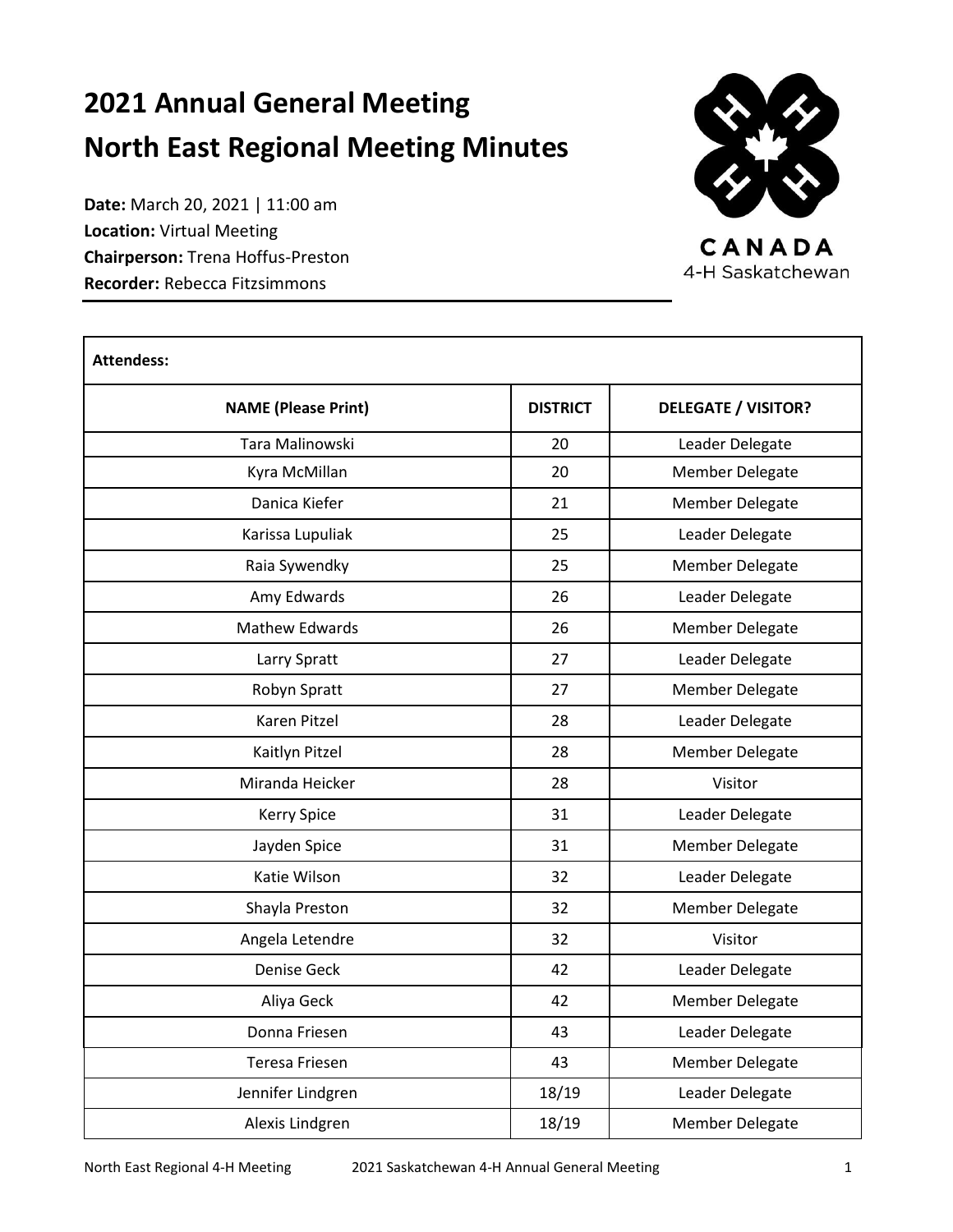# 2021 Annual General Meeting
# North East Regional Meeting Minutes

**Date:** March 20, 2021 | 11:00 am
**Location:** Virtual Meeting
**Chairperson:** Trena Hoffus-Preston
**Recorder:** Rebecca Fitzsimmons

CANADA
4-H Saskatchewan

**Attendess:**

| NAME (Please Print) | DISTRICT | DELEGATE / VISITOR? |
|---|---|---|
| Tara Malinowski | 20 | Leader Delegate |
| Kyra McMillan | 20 | Member Delegate |
| Danica Kiefer | 21 | Member Delegate |
| Karissa Lupuliak | 25 | Leader Delegate |
| Raia Sywendky | 25 | Member Delegate |
| Amy Edwards | 26 | Leader Delegate |
| Mathew Edwards | 26 | Member Delegate |
| Larry Spratt | 27 | Leader Delegate |
| Robyn Spratt | 27 | Member Delegate |
| Karen Pitzel | 28 | Leader Delegate |
| Kaitlyn Pitzel | 28 | Member Delegate |
| Miranda Heicker | 28 | Visitor |
| Kerry Spice | 31 | Leader Delegate |
| Jayden Spice | 31 | Member Delegate |
| Katie Wilson | 32 | Leader Delegate |
| Shayla Preston | 32 | Member Delegate |
| Angela Letendre | 32 | Visitor |
| Denise Geck | 42 | Leader Delegate |
| Aliya Geck | 42 | Member Delegate |
| Donna Friesen | 43 | Leader Delegate |
| Teresa Friesen | 43 | Member Delegate |
| Jennifer Lindgren | 18/19 | Leader Delegate |
| Alexis Lindgren | 18/19 | Member Delegate |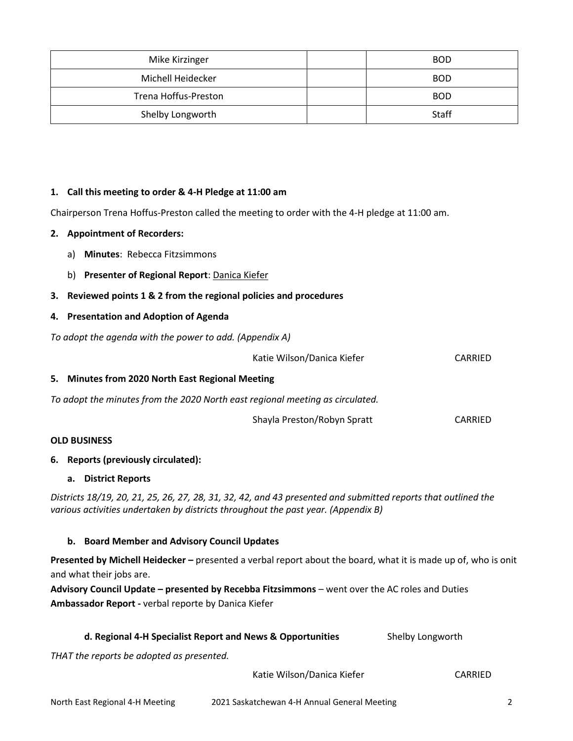| Mike Kirzinger | | BOD |
|---|---|---|
| Michell Heidecker | | BOD |
| Trena Hoffus-Preston | | BOD |
| Shelby Longworth | | Staff |

**1. Call this meeting to order & 4-H Pledge at 11:00 am**

Chairperson Trena Hoffus-Preston called the meeting to order with the 4-H pledge at 11:00 am.

**2. Appointment of Recorders:**

a) **Minutes**: Rebecca Fitzsimmons

b) **Presenter of Regional Report**: Danica Kiefer

**3. Reviewed points 1 & 2 from the regional policies and procedures**

**4. Presentation and Adoption of Agenda**

*To adopt the agenda with the power to add. (Appendix A)*

Katie Wilson/Danica Kiefer CARRIED

**5. Minutes from 2020 North East Regional Meeting**

*To adopt the minutes from the 2020 North east regional meeting as circulated.*

Shayla Preston/Robyn Spratt CARRIED

**OLD BUSINESS**

**6. Reports (previously circulated):**

**a. District Reports**

*Districts 18/19, 20, 21, 25, 26, 27, 28, 31, 32, 42, and 43 presented and submitted reports that outlined the various activities undertaken by districts throughout the past year. (Appendix B)*

**b. Board Member and Advisory Council Updates**

**Presented by Michell Heidecker –** presented a verbal report about the board, what it is made up of, who is onit and what their jobs are.

**Advisory Council Update – presented by Recebba Fitzsimmons** – went over the AC roles and Duties

**Ambassador Report -** verbal reporte by Danica Kiefer

**d. Regional 4-H Specialist Report and News & Opportunities** Shelby Longworth

*THAT the reports be adopted as presented.*

Katie Wilson/Danica Kiefer CARRIED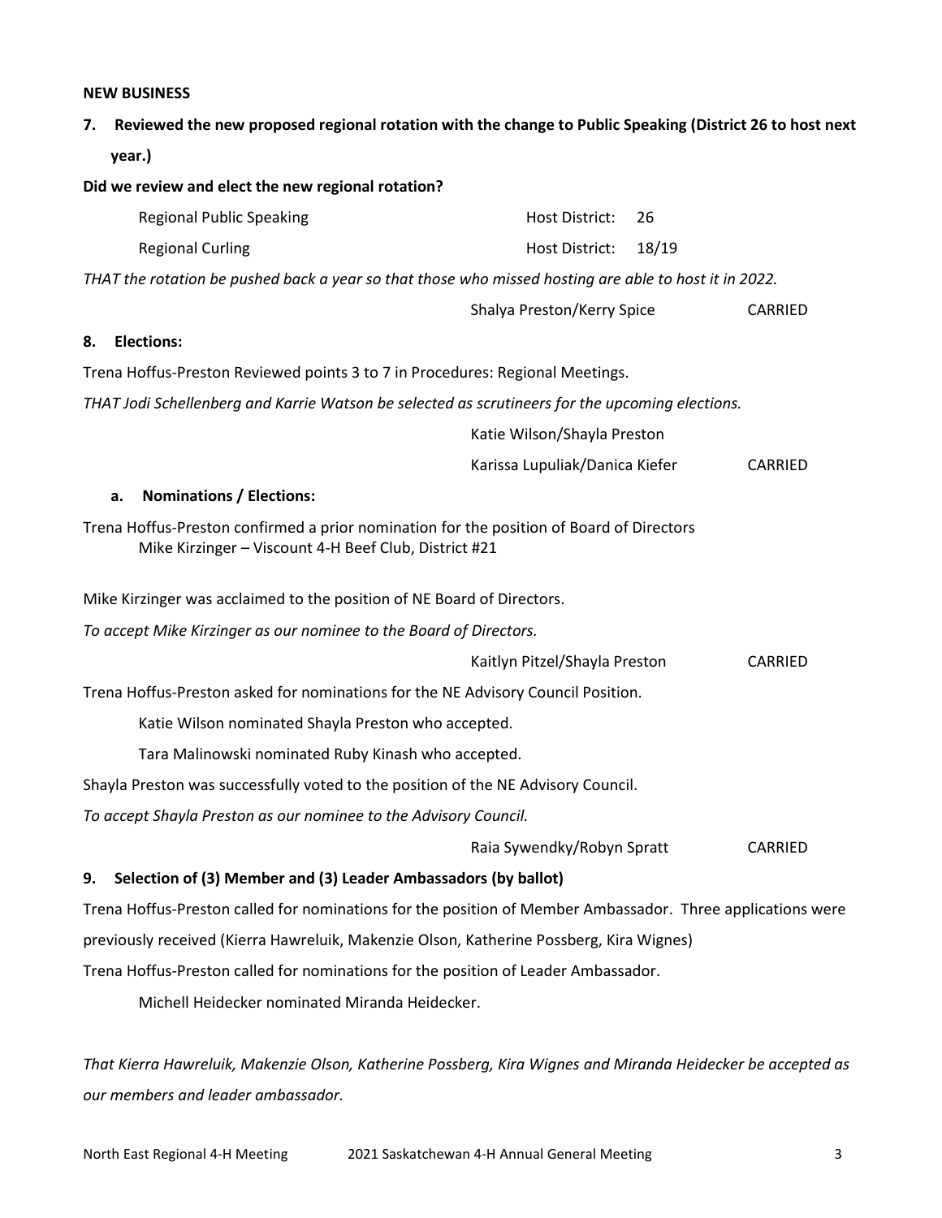**NEW BUSINESS**

**7. Reviewed the new proposed regional rotation with the change to Public Speaking (District 26 to host next year.)**

**Did we review and elect the new regional rotation?**

| | | |
|---|---|---|
| Regional Public Speaking | Host District: | 26 |
| Regional Curling | Host District: | 18/19 |

*THAT the rotation be pushed back a year so that those who missed hosting are able to host it in 2022.*

Shalya Preston/Kerry Spice — CARRIED

**8. Elections:**

Trena Hoffus-Preston Reviewed points 3 to 7 in Procedures: Regional Meetings.

*THAT Jodi Schellenberg and Karrie Watson be selected as scrutineers for the upcoming elections.*

Katie Wilson/Shayla Preston

Karissa Lupuliak/Danica Kiefer — CARRIED

**a. Nominations / Elections:**

Trena Hoffus-Preston confirmed a prior nomination for the position of Board of Directors
Mike Kirzinger – Viscount 4-H Beef Club, District #21

Mike Kirzinger was acclaimed to the position of NE Board of Directors.

*To accept Mike Kirzinger as our nominee to the Board of Directors.*

Kaitlyn Pitzel/Shayla Preston — CARRIED

Trena Hoffus-Preston asked for nominations for the NE Advisory Council Position.

Katie Wilson nominated Shayla Preston who accepted.

Tara Malinowski nominated Ruby Kinash who accepted.

Shayla Preston was successfully voted to the position of the NE Advisory Council.

*To accept Shayla Preston as our nominee to the Advisory Council.*

Raia Sywendky/Robyn Spratt — CARRIED

**9. Selection of (3) Member and (3) Leader Ambassadors (by ballot)**

Trena Hoffus-Preston called for nominations for the position of Member Ambassador. Three applications were previously received (Kierra Hawreluik, Makenzie Olson, Katherine Possberg, Kira Wignes)

Trena Hoffus-Preston called for nominations for the position of Leader Ambassador.

Michell Heidecker nominated Miranda Heidecker.

*That Kierra Hawreluik, Makenzie Olson, Katherine Possberg, Kira Wignes and Miranda Heidecker be accepted as our members and leader ambassador.*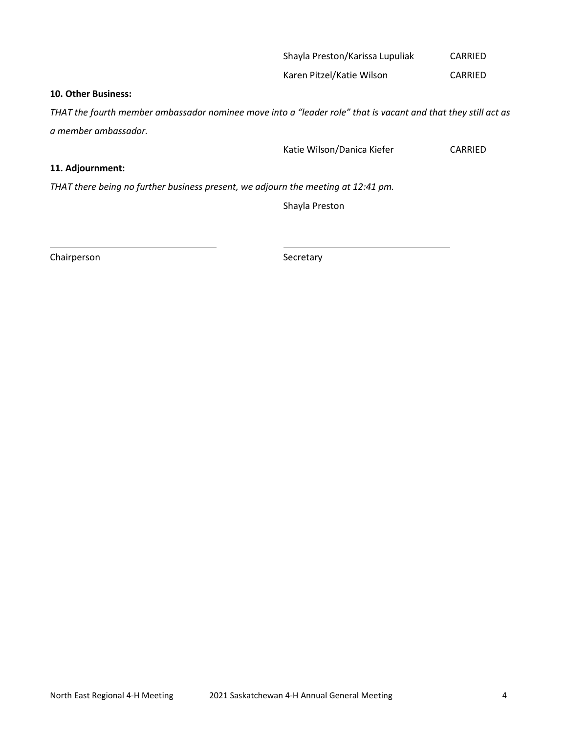Shayla Preston/Karissa Lupuliak CARRIED

Karen Pitzel/Katie Wilson CARRIED

**10. Other Business:**

*THAT the fourth member ambassador nominee move into a "leader role" that is vacant and that they still act as a member ambassador.*

Katie Wilson/Danica Kiefer CARRIED

**11. Adjournment:**

*THAT there being no further business present, we adjourn the meeting at 12:41 pm.*

Shayla Preston

\_\_\_\_\_\_\_\_\_\_\_\_\_\_\_\_\_\_\_\_\_\_\_\_\_\_\_\_\_\_ \_\_\_\_\_\_\_\_\_\_\_\_\_\_\_\_\_\_\_\_\_\_\_\_\_\_\_\_\_\_

Chairperson Secretary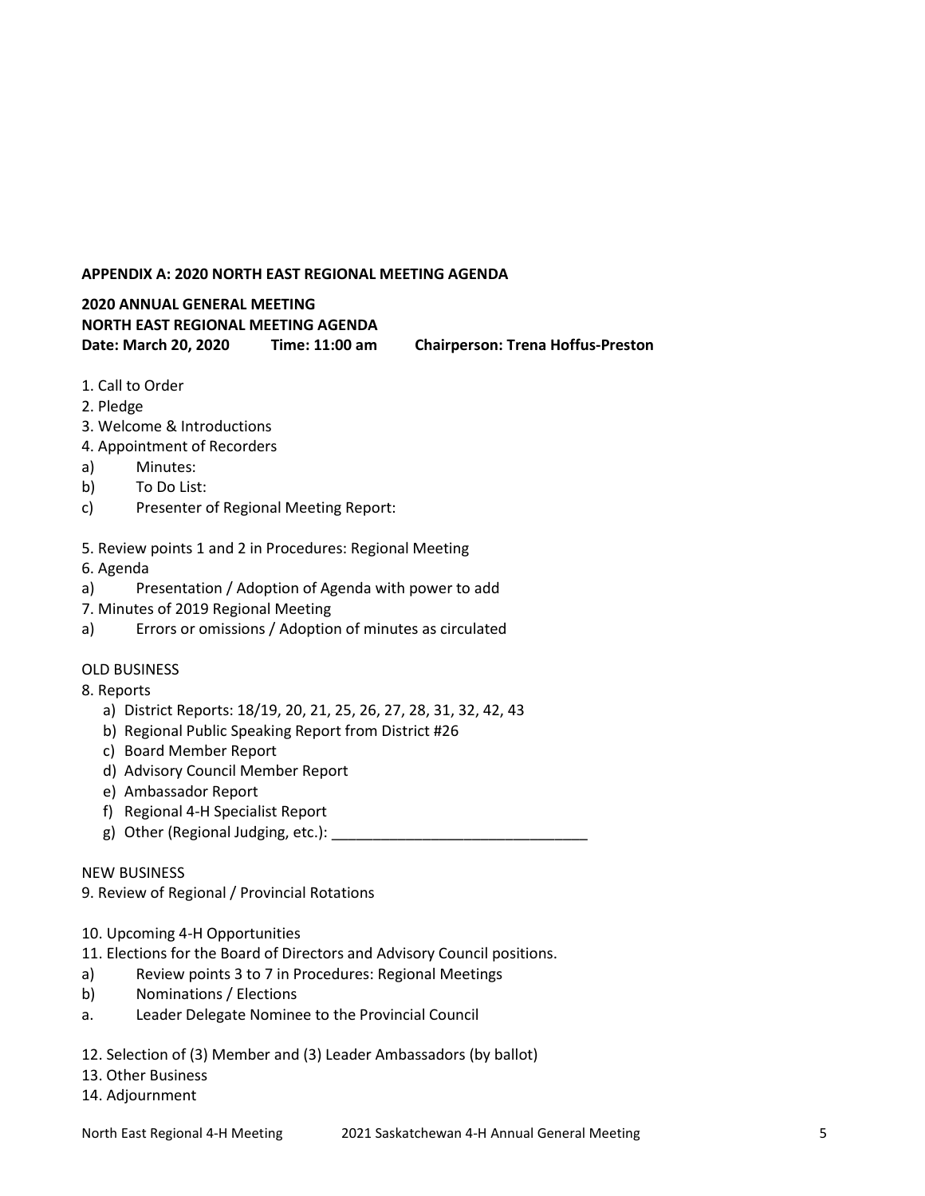**APPENDIX A: 2020 NORTH EAST REGIONAL MEETING AGENDA**

**2020 ANNUAL GENERAL MEETING**
**NORTH EAST REGIONAL MEETING AGENDA**
**Date: March 20, 2020 Time: 11:00 am Chairperson: Trena Hoffus-Preston**

1. Call to Order
2. Pledge
3. Welcome & Introductions
4. Appointment of Recorders
a) Minutes:
b) To Do List:
c) Presenter of Regional Meeting Report:

5. Review points 1 and 2 in Procedures: Regional Meeting
6. Agenda
a) Presentation / Adoption of Agenda with power to add
7. Minutes of 2019 Regional Meeting
a) Errors or omissions / Adoption of minutes as circulated

OLD BUSINESS

8. Reports
   a) District Reports: 18/19, 20, 21, 25, 26, 27, 28, 31, 32, 42, 43
   b) Regional Public Speaking Report from District #26
   c) Board Member Report
   d) Advisory Council Member Report
   e) Ambassador Report
   f) Regional 4-H Specialist Report
   g) Other (Regional Judging, etc.): ______________________________

NEW BUSINESS

9. Review of Regional / Provincial Rotations

10. Upcoming 4-H Opportunities
11. Elections for the Board of Directors and Advisory Council positions.
a) Review points 3 to 7 in Procedures: Regional Meetings
b) Nominations / Elections
a. Leader Delegate Nominee to the Provincial Council

12. Selection of (3) Member and (3) Leader Ambassadors (by ballot)
13. Other Business
14. Adjournment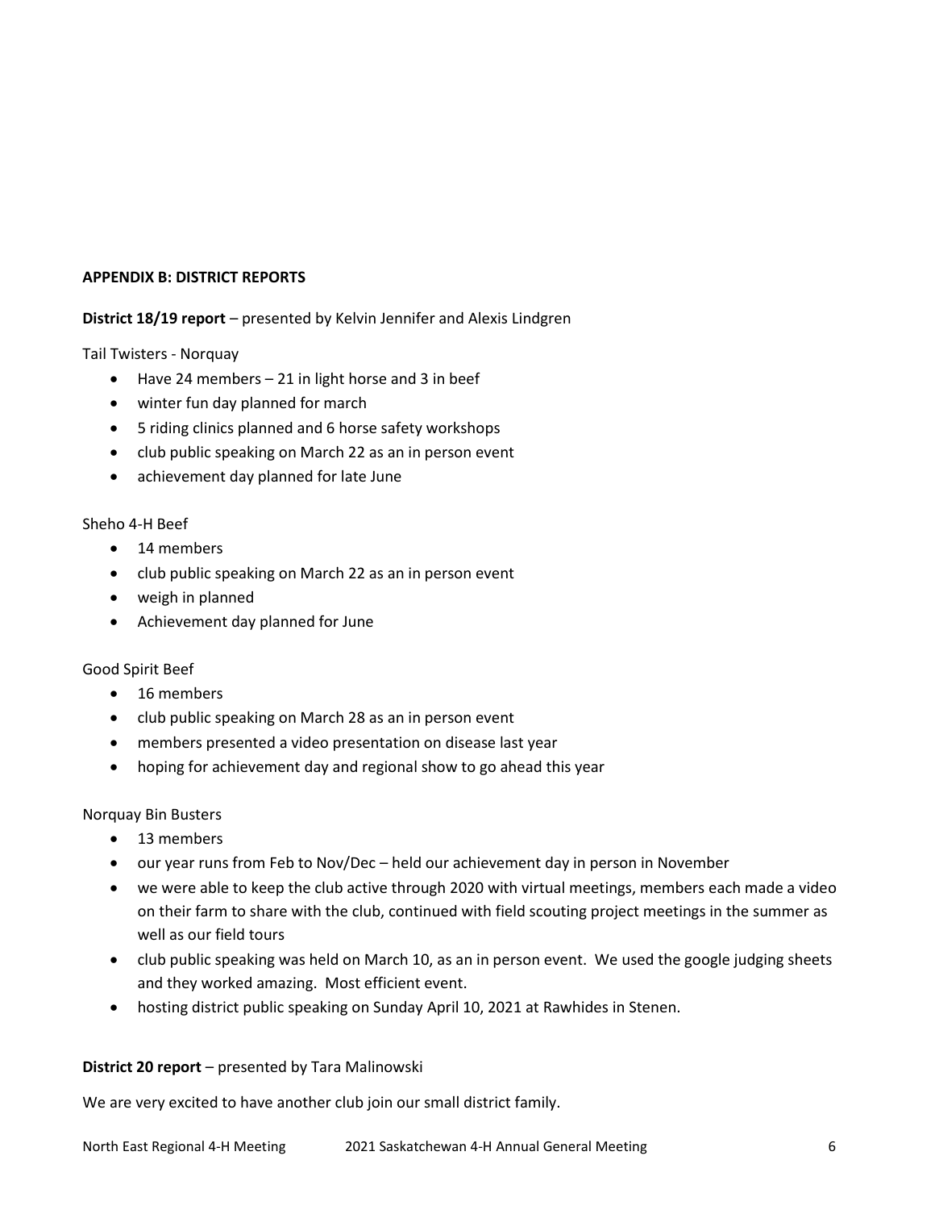**APPENDIX B: DISTRICT REPORTS**

**District 18/19 report** – presented by Kelvin Jennifer and Alexis Lindgren

Tail Twisters - Norquay

- Have 24 members – 21 in light horse and 3 in beef
- winter fun day planned for march
- 5 riding clinics planned and 6 horse safety workshops
- club public speaking on March 22 as an in person event
- achievement day planned for late June

Sheho 4-H Beef

- 14 members
- club public speaking on March 22 as an in person event
- weigh in planned
- Achievement day planned for June

Good Spirit Beef

- 16 members
- club public speaking on March 28 as an in person event
- members presented a video presentation on disease last year
- hoping for achievement day and regional show to go ahead this year

Norquay Bin Busters

- 13 members
- our year runs from Feb to Nov/Dec – held our achievement day in person in November
- we were able to keep the club active through 2020 with virtual meetings, members each made a video on their farm to share with the club, continued with field scouting project meetings in the summer as well as our field tours
- club public speaking was held on March 10, as an in person event. We used the google judging sheets and they worked amazing. Most efficient event.
- hosting district public speaking on Sunday April 10, 2021 at Rawhides in Stenen.

**District 20 report** – presented by Tara Malinowski

We are very excited to have another club join our small district family.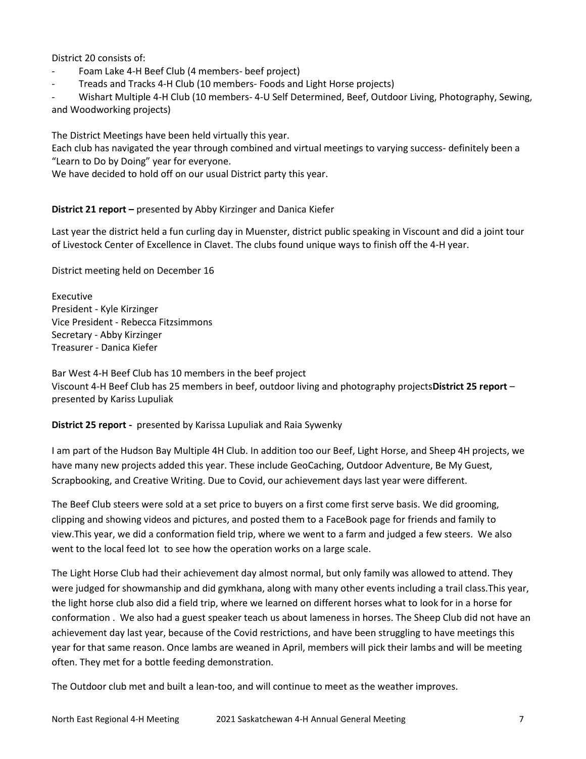District 20 consists of:

- Foam Lake 4-H Beef Club (4 members- beef project)
- Treads and Tracks 4-H Club (10 members- Foods and Light Horse projects)
- Wishart Multiple 4-H Club (10 members- 4-U Self Determined, Beef, Outdoor Living, Photography, Sewing, and Woodworking projects)

The District Meetings have been held virtually this year.
Each club has navigated the year through combined and virtual meetings to varying success- definitely been a "Learn to Do by Doing" year for everyone.
We have decided to hold off on our usual District party this year.

**District 21 report –** presented by Abby Kirzinger and Danica Kiefer

Last year the district held a fun curling day in Muenster, district public speaking in Viscount and did a joint tour of Livestock Center of Excellence in Clavet. The clubs found unique ways to finish off the 4-H year.

District meeting held on December 16

Executive
President - Kyle Kirzinger
Vice President - Rebecca Fitzsimmons
Secretary - Abby Kirzinger
Treasurer - Danica Kiefer

Bar West 4-H Beef Club has 10 members in the beef project
Viscount 4-H Beef Club has 25 members in beef, outdoor living and photography projects**District 25 report** – presented by Kariss Lupuliak

**District 25 report -** presented by Karissa Lupuliak and Raia Sywenky

I am part of the Hudson Bay Multiple 4H Club. In addition too our Beef, Light Horse, and Sheep 4H projects, we have many new projects added this year. These include GeoCaching, Outdoor Adventure, Be My Guest, Scrapbooking, and Creative Writing. Due to Covid, our achievement days last year were different.

The Beef Club steers were sold at a set price to buyers on a first come first serve basis. We did grooming, clipping and showing videos and pictures, and posted them to a FaceBook page for friends and family to view.This year, we did a conformation field trip, where we went to a farm and judged a few steers. We also went to the local feed lot to see how the operation works on a large scale.

The Light Horse Club had their achievement day almost normal, but only family was allowed to attend. They were judged for showmanship and did gymkhana, along with many other events including a trail class.This year, the light horse club also did a field trip, where we learned on different horses what to look for in a horse for conformation . We also had a guest speaker teach us about lameness in horses. The Sheep Club did not have an achievement day last year, because of the Covid restrictions, and have been struggling to have meetings this year for that same reason. Once lambs are weaned in April, members will pick their lambs and will be meeting often. They met for a bottle feeding demonstration.

The Outdoor club met and built a lean-too, and will continue to meet as the weather improves.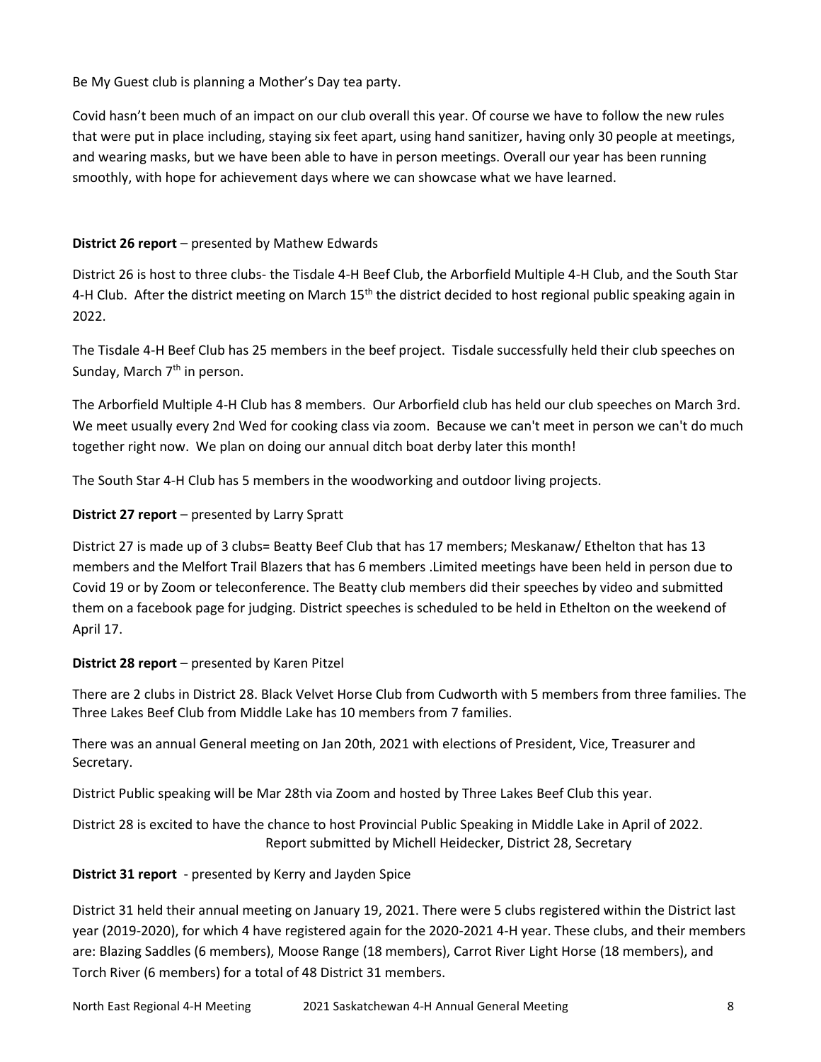Be My Guest club is planning a Mother's Day tea party.

Covid hasn't been much of an impact on our club overall this year. Of course we have to follow the new rules that were put in place including, staying six feet apart, using hand sanitizer, having only 30 people at meetings, and wearing masks, but we have been able to have in person meetings. Overall our year has been running smoothly, with hope for achievement days where we can showcase what we have learned.

**District 26 report** – presented by Mathew Edwards

District 26 is host to three clubs- the Tisdale 4-H Beef Club, the Arborfield Multiple 4-H Club, and the South Star 4-H Club. After the district meeting on March 15th the district decided to host regional public speaking again in 2022.

The Tisdale 4-H Beef Club has 25 members in the beef project. Tisdale successfully held their club speeches on Sunday, March 7th in person.

The Arborfield Multiple 4-H Club has 8 members. Our Arborfield club has held our club speeches on March 3rd. We meet usually every 2nd Wed for cooking class via zoom. Because we can't meet in person we can't do much together right now. We plan on doing our annual ditch boat derby later this month!

The South Star 4-H Club has 5 members in the woodworking and outdoor living projects.

**District 27 report** – presented by Larry Spratt

District 27 is made up of 3 clubs= Beatty Beef Club that has 17 members; Meskanaw/ Ethelton that has 13 members and the Melfort Trail Blazers that has 6 members .Limited meetings have been held in person due to Covid 19 or by Zoom or teleconference. The Beatty club members did their speeches by video and submitted them on a facebook page for judging. District speeches is scheduled to be held in Ethelton on the weekend of April 17.

**District 28 report** – presented by Karen Pitzel

There are 2 clubs in District 28. Black Velvet Horse Club from Cudworth with 5 members from three families. The Three Lakes Beef Club from Middle Lake has 10 members from 7 families.

There was an annual General meeting on Jan 20th, 2021 with elections of President, Vice, Treasurer and Secretary.

District Public speaking will be Mar 28th via Zoom and hosted by Three Lakes Beef Club this year.

District 28 is excited to have the chance to host Provincial Public Speaking in Middle Lake in April of 2022.
Report submitted by Michell Heidecker, District 28, Secretary

**District 31 report** - presented by Kerry and Jayden Spice

District 31 held their annual meeting on January 19, 2021. There were 5 clubs registered within the District last year (2019-2020), for which 4 have registered again for the 2020-2021 4-H year. These clubs, and their members are: Blazing Saddles (6 members), Moose Range (18 members), Carrot River Light Horse (18 members), and Torch River (6 members) for a total of 48 District 31 members.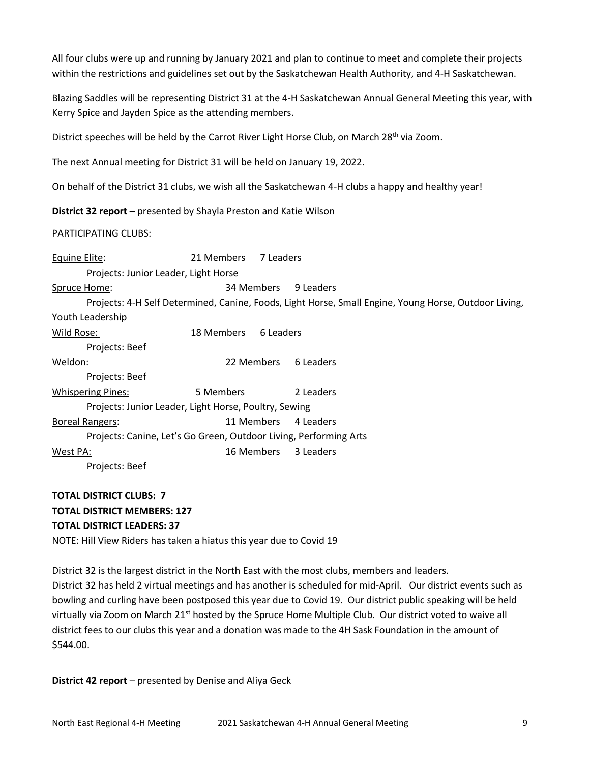All four clubs were up and running by January 2021 and plan to continue to meet and complete their projects within the restrictions and guidelines set out by the Saskatchewan Health Authority, and 4-H Saskatchewan.

Blazing Saddles will be representing District 31 at the 4-H Saskatchewan Annual General Meeting this year, with Kerry Spice and Jayden Spice as the attending members.

District speeches will be held by the Carrot River Light Horse Club, on March 28th via Zoom.

The next Annual meeting for District 31 will be held on January 19, 2022.

On behalf of the District 31 clubs, we wish all the Saskatchewan 4-H clubs a happy and healthy year!

**District 32 report –** presented by Shayla Preston and Katie Wilson

PARTICIPATING CLUBS:

Equine Elite: 21 Members 7 Leaders
Projects: Junior Leader, Light Horse

Spruce Home: 34 Members 9 Leaders
Projects: 4-H Self Determined, Canine, Foods, Light Horse, Small Engine, Young Horse, Outdoor Living, Youth Leadership

Wild Rose: 18 Members 6 Leaders
Projects: Beef

Weldon: 22 Members 6 Leaders
Projects: Beef

Whispering Pines: 5 Members 2 Leaders
Projects: Junior Leader, Light Horse, Poultry, Sewing

Boreal Rangers: 11 Members 4 Leaders
Projects: Canine, Let's Go Green, Outdoor Living, Performing Arts

West PA: 16 Members 3 Leaders
Projects: Beef

**TOTAL DISTRICT CLUBS: 7**
**TOTAL DISTRICT MEMBERS: 127**
**TOTAL DISTRICT LEADERS: 37**
NOTE: Hill View Riders has taken a hiatus this year due to Covid 19

District 32 is the largest district in the North East with the most clubs, members and leaders.
District 32 has held 2 virtual meetings and has another is scheduled for mid-April. Our district events such as bowling and curling have been postposed this year due to Covid 19. Our district public speaking will be held virtually via Zoom on March 21st hosted by the Spruce Home Multiple Club. Our district voted to waive all district fees to our clubs this year and a donation was made to the 4H Sask Foundation in the amount of $544.00.

**District 42 report** – presented by Denise and Aliya Geck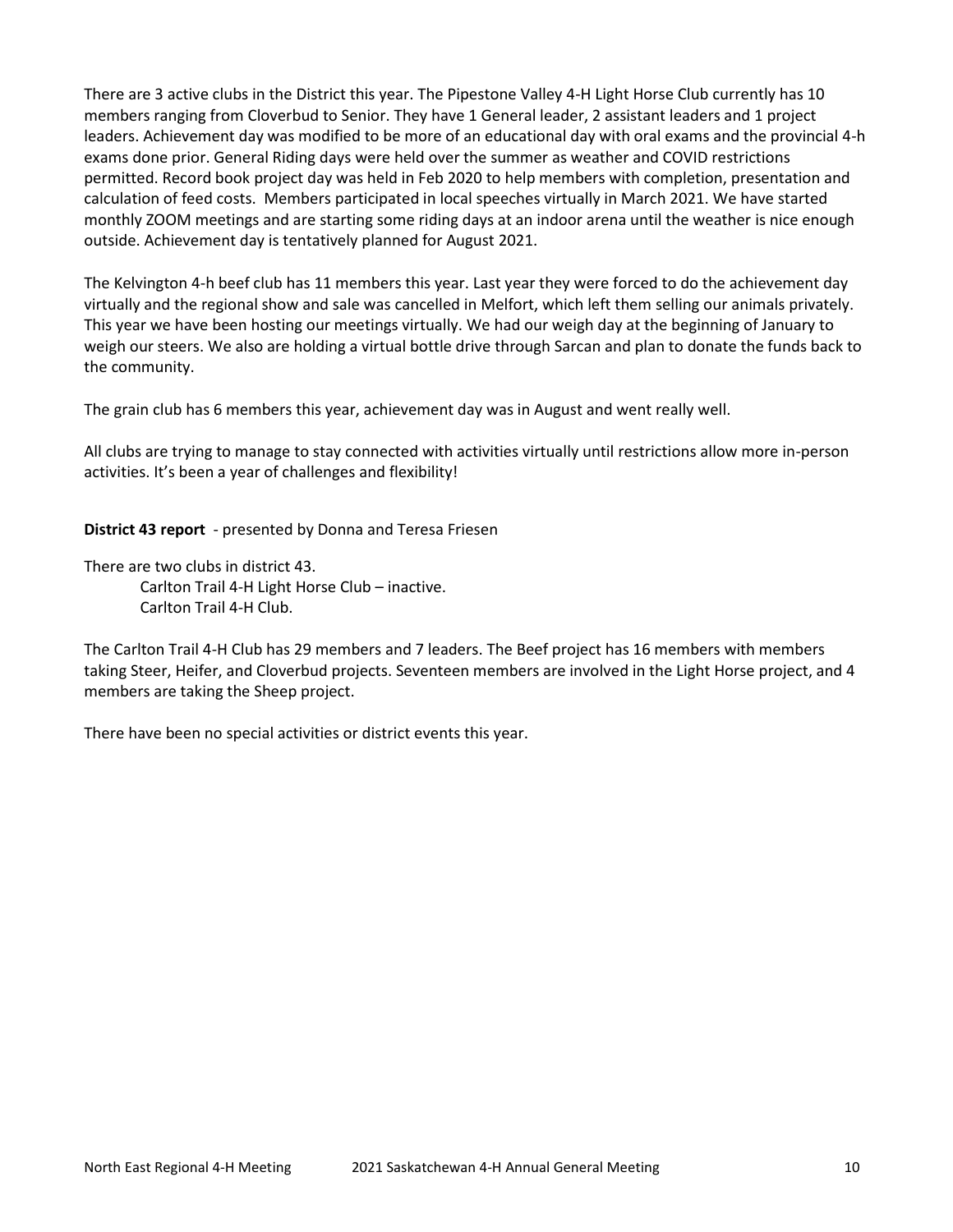There are 3 active clubs in the District this year. The Pipestone Valley 4-H Light Horse Club currently has 10 members ranging from Cloverbud to Senior. They have 1 General leader, 2 assistant leaders and 1 project leaders. Achievement day was modified to be more of an educational day with oral exams and the provincial 4-h exams done prior. General Riding days were held over the summer as weather and COVID restrictions permitted. Record book project day was held in Feb 2020 to help members with completion, presentation and calculation of feed costs. Members participated in local speeches virtually in March 2021. We have started monthly ZOOM meetings and are starting some riding days at an indoor arena until the weather is nice enough outside. Achievement day is tentatively planned for August 2021.

The Kelvington 4-h beef club has 11 members this year. Last year they were forced to do the achievement day virtually and the regional show and sale was cancelled in Melfort, which left them selling our animals privately. This year we have been hosting our meetings virtually. We had our weigh day at the beginning of January to weigh our steers. We also are holding a virtual bottle drive through Sarcan and plan to donate the funds back to the community.

The grain club has 6 members this year, achievement day was in August and went really well.

All clubs are trying to manage to stay connected with activities virtually until restrictions allow more in-person activities. It's been a year of challenges and flexibility!

**District 43 report** - presented by Donna and Teresa Friesen

There are two clubs in district 43.

Carlton Trail 4-H Light Horse Club – inactive.
Carlton Trail 4-H Club.

The Carlton Trail 4-H Club has 29 members and 7 leaders. The Beef project has 16 members with members taking Steer, Heifer, and Cloverbud projects. Seventeen members are involved in the Light Horse project, and 4 members are taking the Sheep project.

There have been no special activities or district events this year.